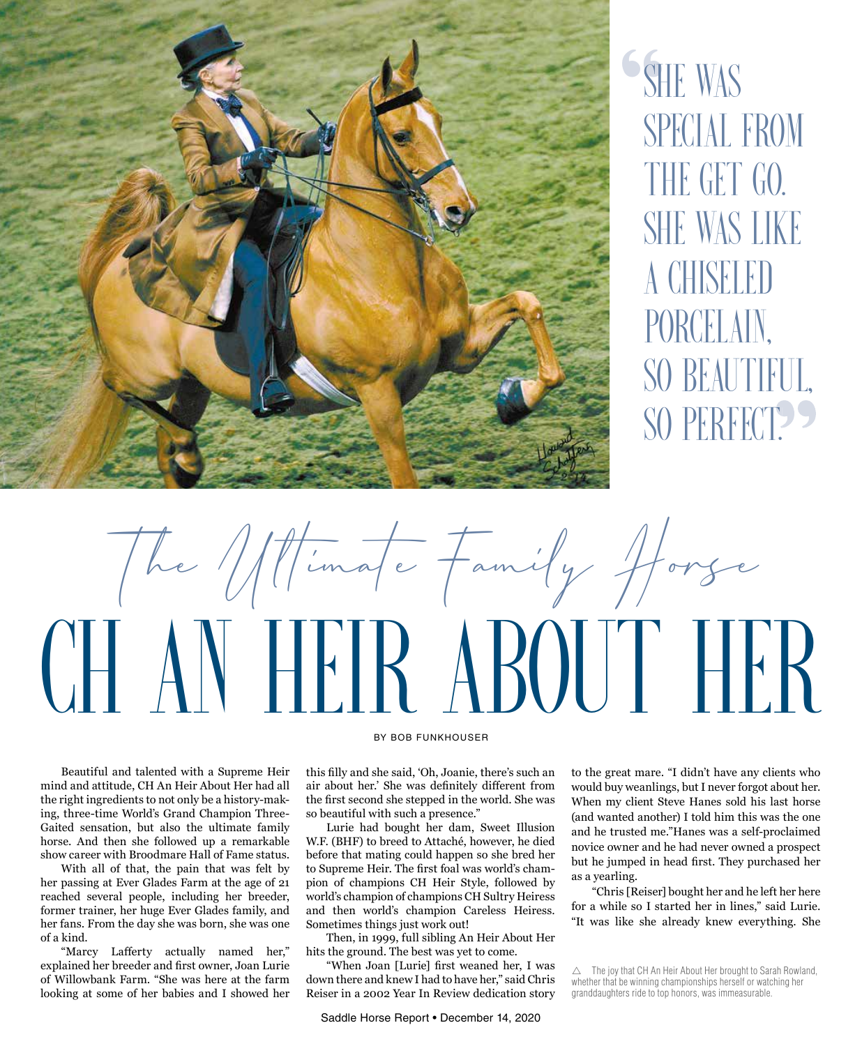> "She was special from the get go. She was like a chiseled porcelain, so beautiful, so perfect."

*The Ultimate Family Horse*

# CH AN HEIR ABOUT HER

BY BOB FUNKHOUSER

Beautiful and talented with a Supreme Heir mind and attitude, CH An Heir About Her had all the right ingredients to not only be a history-making, three-time World's Grand Champion Three-Gaited sensation, but also the ultimate family horse. And then she followed up a remarkable show career with Broodmare Hall of Fame status.

With all of that, the pain that was felt by her passing at Ever Glades Farm at the age of 21 reached several people, including her breeder, former trainer, her huge Ever Glades family, and her fans. From the day she was born, she was one of a kind.

"Marcy Lafferty actually named her," explained her breeder and first owner, Joan Lurie of Willowbank Farm. "She was here at the farm looking at some of her babies and I showed her this filly and she said, 'Oh, Joanie, there's such an air about her.' She was definitely different from the first second she stepped in the world. She was so beautiful with such a presence."

Lurie had bought her dam, Sweet Illusion W.F. (BHF) to breed to Attaché, however, he died before that mating could happen so she bred her to Supreme Heir. The first foal was world's champion of champions CH Heir Style, followed by world's champion of champions CH Sultry Heiress and then world's champion Careless Heiress. Sometimes things just work out!

Then, in 1999, full sibling An Heir About Her hits the ground. The best was yet to come.

"When Joan [Lurie] first weaned her, I was down there and knew I had to have her," said Chris Reiser in a 2002 Year In Review dedication story to the great mare. "I didn't have any clients who would buy weanlings, but I never forgot about her. When my client Steve Hanes sold his last horse (and wanted another) I told him this was the one and he trusted me."Hanes was a self-proclaimed novice owner and he had never owned a prospect but he jumped in head first. They purchased her as a yearling.

"Chris [Reiser] bought her and he left her here for a while so I started her in lines," said Lurie. "It was like she already knew everything. She

△ The joy that CH An Heir About Her brought to Sarah Rowland, whether that be winning championships herself or watching her granddaughters ride to top honors, was immeasurable.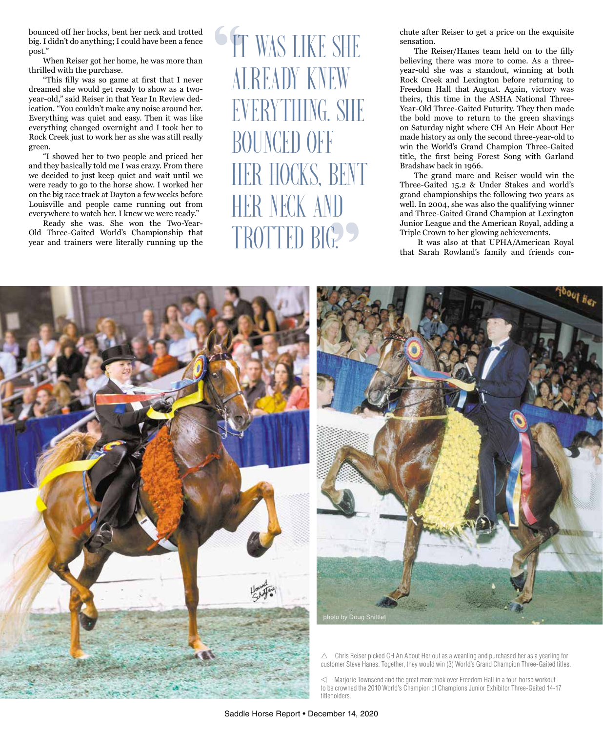bounced off her hocks, bent her neck and trotted big. I didn't do anything; I could have been a fence post."

When Reiser got her home, he was more than thrilled with the purchase.

"This filly was so game at first that I never dreamed she would get ready to show as a two-year-old," said Reiser in that Year In Review dedication. "You couldn't make any noise around her. Everything was quiet and easy. Then it was like everything changed overnight and I took her to Rock Creek just to work her as she was still really green.

"I showed her to two people and priced her and they basically told me I was crazy. From there we decided to just keep quiet and wait until we were ready to go to the horse show. I worked her on the big race track at Dayton a few weeks before Louisville and people came running out from everywhere to watch her. I knew we were ready."

Ready she was. She won the Two-Year-Old Three-Gaited World's Championship that year and trainers were literally running up the chute after Reiser to get a price on the exquisite sensation.

> "IT WAS LIKE SHE ALREADY KNEW EVERYTHING. SHE BOUNCED OFF HER HOCKS, BENT HER NECK AND TROTTED BIG."

The Reiser/Hanes team held on to the filly believing there was more to come. As a three-year-old she was a standout, winning at both Rock Creek and Lexington before returning to Freedom Hall that August. Again, victory was theirs, this time in the ASHA National Three-Year-Old Three-Gaited Futurity. They then made the bold move to return to the green shavings on Saturday night where CH An Heir About Her made history as only the second three-year-old to win the World's Grand Champion Three-Gaited title, the first being Forest Song with Garland Bradshaw back in 1966.

The grand mare and Reiser would win the Three-Gaited 15.2 & Under Stakes and world's grand championships the following two years as well. In 2004, she was also the qualifying winner and Three-Gaited Grand Champion at Lexington Junior League and the American Royal, adding a Triple Crown to her glowing achievements.

It was also at that UPHA/American Royal that Sarah Rowland's family and friends con-

photo by Doug Shiflet

△ Chris Reiser picked CH An About Her out as a weanling and purchased her as a yearling for customer Steve Hanes. Together, they would win (3) World's Grand Champion Three-Gaited titles.

◁ Marjorie Townsend and the great mare took over Freedom Hall in a four-horse workout to be crowned the 2010 World's Champion of Champions Junior Exhibitor Three-Gaited 14-17 titleholders.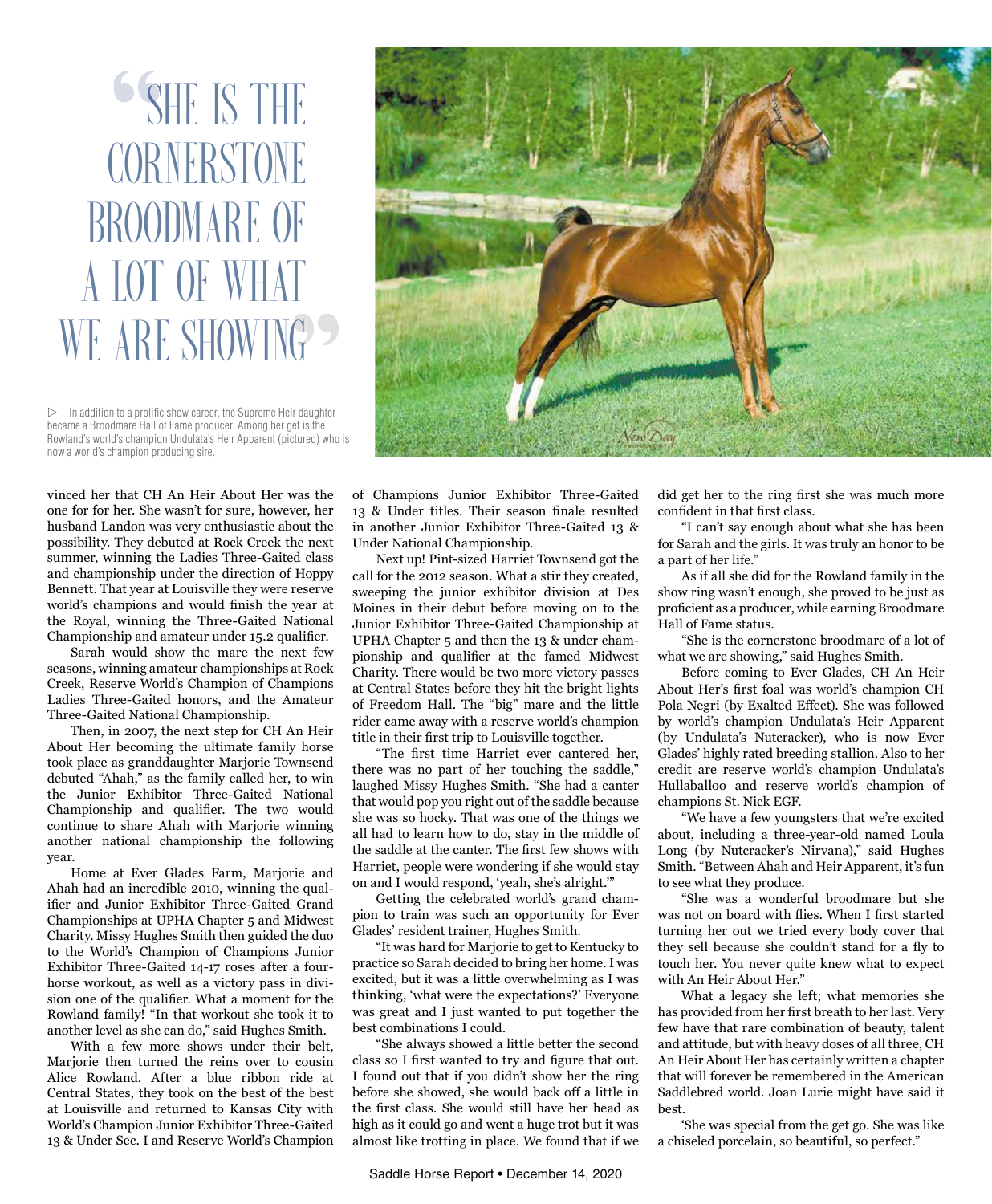# "She is the cornerstone broodmare of a lot of what we are showing"

▷ In addition to a prolific show career, the Supreme Heir daughter became a Broodmare Hall of Fame producer. Among her get is the Rowland's world's champion Undulata's Heir Apparent (pictured) who is now a world's champion producing sire.

vinced her that CH An Heir About Her was the one for for her. She wasn't for sure, however, her husband Landon was very enthusiastic about the possibility. They debuted at Rock Creek the next summer, winning the Ladies Three-Gaited class and championship under the direction of Hoppy Bennett. That year at Louisville they were reserve world's champions and would finish the year at the Royal, winning the Three-Gaited National Championship and amateur under 15.2 qualifier.

Sarah would show the mare the next few seasons, winning amateur championships at Rock Creek, Reserve World's Champion of Champions Ladies Three-Gaited honors, and the Amateur Three-Gaited National Championship.

Then, in 2007, the next step for CH An Heir About Her becoming the ultimate family horse took place as granddaughter Marjorie Townsend debuted "Ahah," as the family called her, to win the Junior Exhibitor Three-Gaited National Championship and qualifier. The two would continue to share Ahah with Marjorie winning another national championship the following year.

Home at Ever Glades Farm, Marjorie and Ahah had an incredible 2010, winning the qualifier and Junior Exhibitor Three-Gaited Grand Championships at UPHA Chapter 5 and Midwest Charity. Missy Hughes Smith then guided the duo to the World's Champion of Champions Junior Exhibitor Three-Gaited 14-17 roses after a four-horse workout, as well as a victory pass in division one of the qualifier. What a moment for the Rowland family! "In that workout she took it to another level as she can do," said Hughes Smith.

With a few more shows under their belt, Marjorie then turned the reins over to cousin Alice Rowland. After a blue ribbon ride at Central States, they took on the best of the best at Louisville and returned to Kansas City with World's Champion Junior Exhibitor Three-Gaited 13 & Under Sec. I and Reserve World's Champion of Champions Junior Exhibitor Three-Gaited 13 & Under titles. Their season finale resulted in another Junior Exhibitor Three-Gaited 13 & Under National Championship.

Next up! Pint-sized Harriet Townsend got the call for the 2012 season. What a stir they created, sweeping the junior exhibitor division at Des Moines in their debut before moving on to the Junior Exhibitor Three-Gaited Championship at UPHA Chapter 5 and then the 13 & under championship and qualifier at the famed Midwest Charity. There would be two more victory passes at Central States before they hit the bright lights of Freedom Hall. The "big" mare and the little rider came away with a reserve world's champion title in their first trip to Louisville together.

"The first time Harriet ever cantered her, there was no part of her touching the saddle," laughed Missy Hughes Smith. "She had a canter that would pop you right out of the saddle because she was so hocky. That was one of the things we all had to learn how to do, stay in the middle of the saddle at the canter. The first few shows with Harriet, people were wondering if she would stay on and I would respond, 'yeah, she's alright.'"

Getting the celebrated world's grand champion to train was such an opportunity for Ever Glades' resident trainer, Hughes Smith.

"It was hard for Marjorie to get to Kentucky to practice so Sarah decided to bring her home. I was excited, but it was a little overwhelming as I was thinking, 'what were the expectations?' Everyone was great and I just wanted to put together the best combinations I could.

"She always showed a little better the second class so I first wanted to try and figure that out. I found out that if you didn't show her the ring before she showed, she would back off a little in the first class. She would still have her head as high as it could go and went a huge trot but it was almost like trotting in place. We found that if we did get her to the ring first she was much more confident in that first class.

"I can't say enough about what she has been for Sarah and the girls. It was truly an honor to be a part of her life."

As if all she did for the Rowland family in the show ring wasn't enough, she proved to be just as proficient as a producer, while earning Broodmare Hall of Fame status.

"She is the cornerstone broodmare of a lot of what we are showing," said Hughes Smith.

Before coming to Ever Glades, CH An Heir About Her's first foal was world's champion CH Pola Negri (by Exalted Effect). She was followed by world's champion Undulata's Heir Apparent (by Undulata's Nutcracker), who is now Ever Glades' highly rated breeding stallion. Also to her credit are reserve world's champion Undulata's Hullaballoo and reserve world's champion of champions St. Nick EGF.

"We have a few youngsters that we're excited about, including a three-year-old named Loula Long (by Nutcracker's Nirvana)," said Hughes Smith. "Between Ahah and Heir Apparent, it's fun to see what they produce.

"She was a wonderful broodmare but she was not on board with flies. When I first started turning her out we tried every body cover that they sell because she couldn't stand for a fly to touch her. You never quite knew what to expect with An Heir About Her."

What a legacy she left; what memories she has provided from her first breath to her last. Very few have that rare combination of beauty, talent and attitude, but with heavy doses of all three, CH An Heir About Her has certainly written a chapter that will forever be remembered in the American Saddlebred world. Joan Lurie might have said it best.

'She was special from the get go. She was like a chiseled porcelain, so beautiful, so perfect."